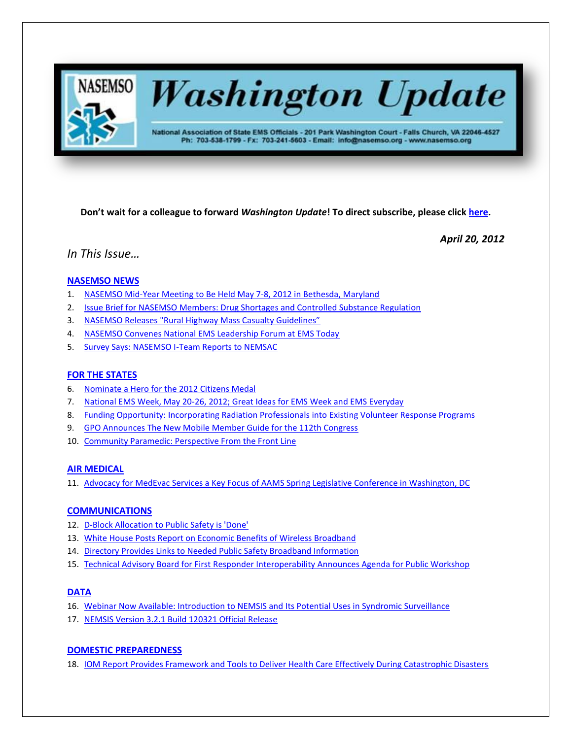# Washington Update

National Association of State EMS Officials - 201 Park Washington Court - Falls Church, VA 22046-4527
Ph: 703-538-1799 - Fx: 703-241-5603 - Email: info@nasemso.org - www.nasemso.org

**Don't wait for a colleague to forward *Washington Update*! To direct subscribe, please click here.**

***April 20, 2012***

*In This Issue…*

### NASEMSO NEWS

1. NASEMSO Mid-Year Meeting to Be Held May 7-8, 2012 in Bethesda, Maryland
2. Issue Brief for NASEMSO Members: Drug Shortages and Controlled Substance Regulation
3. NASEMSO Releases "Rural Highway Mass Casualty Guidelines"
4. NASEMSO Convenes National EMS Leadership Forum at EMS Today
5. Survey Says: NASEMSO I-Team Reports to NEMSAC

### FOR THE STATES

6. Nominate a Hero for the 2012 Citizens Medal
7. National EMS Week, May 20-26, 2012; Great Ideas for EMS Week and EMS Everyday
8. Funding Opportunity: Incorporating Radiation Professionals into Existing Volunteer Response Programs
9. GPO Announces The New Mobile Member Guide for the 112th Congress
10. Community Paramedic: Perspective From the Front Line

### AIR MEDICAL

11. Advocacy for MedEvac Services a Key Focus of AAMS Spring Legislative Conference in Washington, DC

### COMMUNICATIONS

12. D-Block Allocation to Public Safety is 'Done'
13. White House Posts Report on Economic Benefits of Wireless Broadband
14. Directory Provides Links to Needed Public Safety Broadband Information
15. Technical Advisory Board for First Responder Interoperability Announces Agenda for Public Workshop

### DATA

16. Webinar Now Available: Introduction to NEMSIS and Its Potential Uses in Syndromic Surveillance
17. NEMSIS Version 3.2.1 Build 120321 Official Release

### DOMESTIC PREPAREDNESS

18. IOM Report Provides Framework and Tools to Deliver Health Care Effectively During Catastrophic Disasters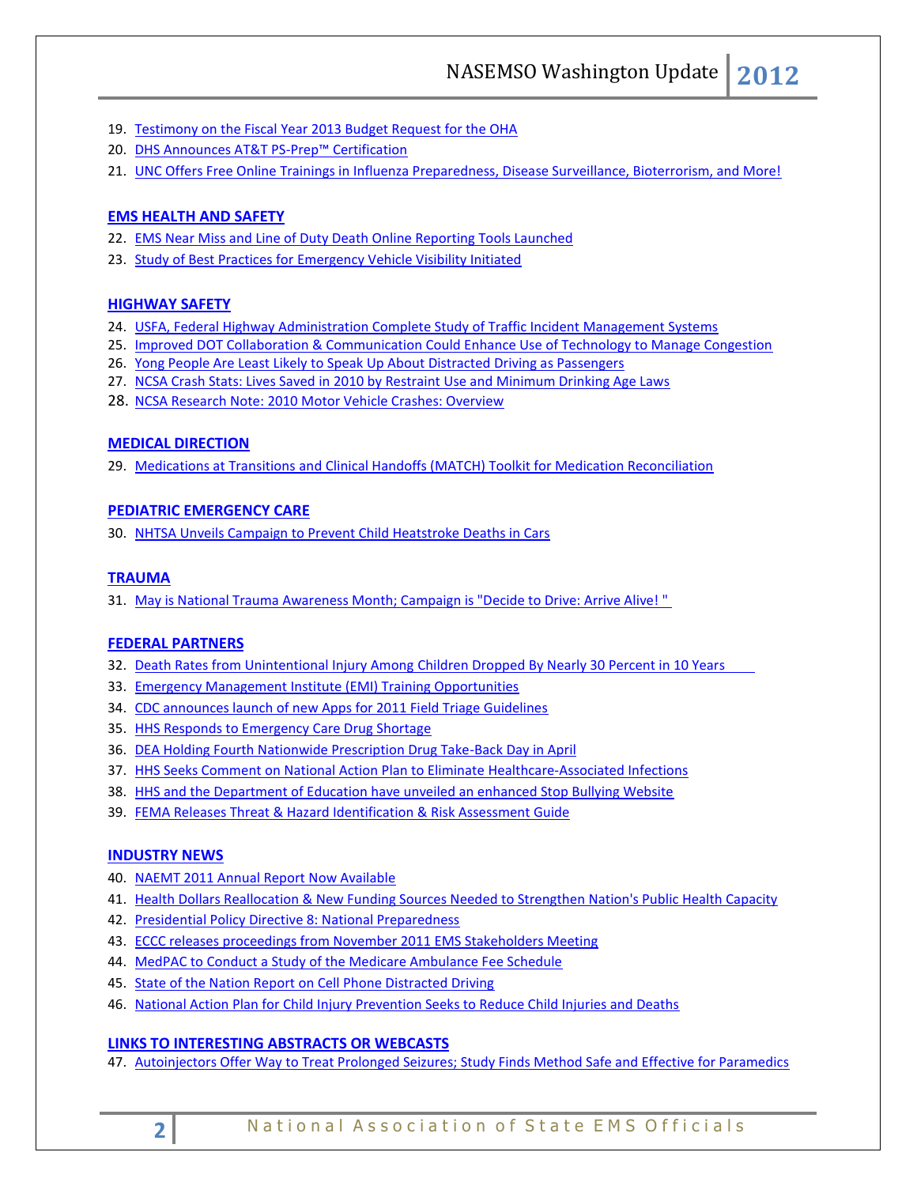19. Testimony on the Fiscal Year 2013 Budget Request for the OHA
20. DHS Announces AT&T PS-Prep™ Certification
21. UNC Offers Free Online Trainings in Influenza Preparedness, Disease Surveillance, Bioterrorism, and More!

## EMS HEALTH AND SAFETY

22. EMS Near Miss and Line of Duty Death Online Reporting Tools Launched
23. Study of Best Practices for Emergency Vehicle Visibility Initiated

## HIGHWAY SAFETY

24. USFA, Federal Highway Administration Complete Study of Traffic Incident Management Systems
25. Improved DOT Collaboration & Communication Could Enhance Use of Technology to Manage Congestion
26. Yong People Are Least Likely to Speak Up About Distracted Driving as Passengers
27. NCSA Crash Stats: Lives Saved in 2010 by Restraint Use and Minimum Drinking Age Laws
28. NCSA Research Note: 2010 Motor Vehicle Crashes: Overview

## MEDICAL DIRECTION

29. Medications at Transitions and Clinical Handoffs (MATCH) Toolkit for Medication Reconciliation

## PEDIATRIC EMERGENCY CARE

30. NHTSA Unveils Campaign to Prevent Child Heatstroke Deaths in Cars

## TRAUMA

31. May is National Trauma Awareness Month; Campaign is "Decide to Drive: Arrive Alive! "

## FEDERAL PARTNERS

32. Death Rates from Unintentional Injury Among Children Dropped By Nearly 30 Percent in 10 Years
33. Emergency Management Institute (EMI) Training Opportunities
34. CDC announces launch of new Apps for 2011 Field Triage Guidelines
35. HHS Responds to Emergency Care Drug Shortage
36. DEA Holding Fourth Nationwide Prescription Drug Take-Back Day in April
37. HHS Seeks Comment on National Action Plan to Eliminate Healthcare-Associated Infections
38. HHS and the Department of Education have unveiled an enhanced Stop Bullying Website
39. FEMA Releases Threat & Hazard Identification & Risk Assessment Guide

## INDUSTRY NEWS

40. NAEMT 2011 Annual Report Now Available
41. Health Dollars Reallocation & New Funding Sources Needed to Strengthen Nation's Public Health Capacity
42. Presidential Policy Directive 8: National Preparedness
43. ECCC releases proceedings from November 2011 EMS Stakeholders Meeting
44. MedPAC to Conduct a Study of the Medicare Ambulance Fee Schedule
45. State of the Nation Report on Cell Phone Distracted Driving
46. National Action Plan for Child Injury Prevention Seeks to Reduce Child Injuries and Deaths

## LINKS TO INTERESTING ABSTRACTS OR WEBCASTS

47. Autoinjectors Offer Way to Treat Prolonged Seizures; Study Finds Method Safe and Effective for Paramedics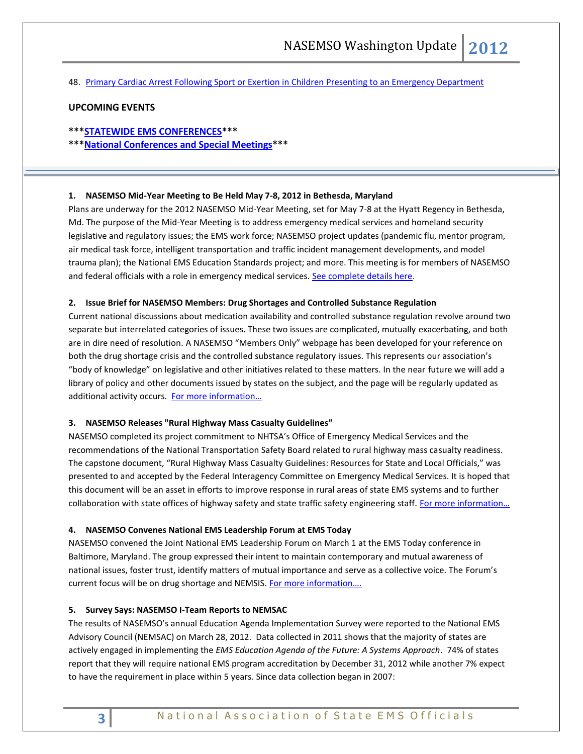48. Primary Cardiac Arrest Following Sport or Exertion in Children Presenting to an Emergency Department

**UPCOMING EVENTS**

*****STATEWIDE EMS CONFERENCES*****

*****National Conferences and Special Meetings*****

---

**1. NASEMSO Mid-Year Meeting to Be Held May 7-8, 2012 in Bethesda, Maryland**

Plans are underway for the 2012 NASEMSO Mid-Year Meeting, set for May 7-8 at the Hyatt Regency in Bethesda, Md. The purpose of the Mid-Year Meeting is to address emergency medical services and homeland security legislative and regulatory issues; the EMS work force; NASEMSO project updates (pandemic flu, mentor program, air medical task force, intelligent transportation and traffic incident management developments, and model trauma plan); the National EMS Education Standards project; and more. This meeting is for members of NASEMSO and federal officials with a role in emergency medical services. See complete details here.

**2. Issue Brief for NASEMSO Members: Drug Shortages and Controlled Substance Regulation**

Current national discussions about medication availability and controlled substance regulation revolve around two separate but interrelated categories of issues. These two issues are complicated, mutually exacerbating, and both are in dire need of resolution. A NASEMSO "Members Only" webpage has been developed for your reference on both the drug shortage crisis and the controlled substance regulatory issues. This represents our association's "body of knowledge" on legislative and other initiatives related to these matters. In the near future we will add a library of policy and other documents issued by states on the subject, and the page will be regularly updated as additional activity occurs. For more information…

**3. NASEMSO Releases "Rural Highway Mass Casualty Guidelines"**

NASEMSO completed its project commitment to NHTSA's Office of Emergency Medical Services and the recommendations of the National Transportation Safety Board related to rural highway mass casualty readiness. The capstone document, "Rural Highway Mass Casualty Guidelines: Resources for State and Local Officials," was presented to and accepted by the Federal Interagency Committee on Emergency Medical Services. It is hoped that this document will be an asset in efforts to improve response in rural areas of state EMS systems and to further collaboration with state offices of highway safety and state traffic safety engineering staff. For more information…

**4. NASEMSO Convenes National EMS Leadership Forum at EMS Today**

NASEMSO convened the Joint National EMS Leadership Forum on March 1 at the EMS Today conference in Baltimore, Maryland. The group expressed their intent to maintain contemporary and mutual awareness of national issues, foster trust, identify matters of mutual importance and serve as a collective voice. The Forum's current focus will be on drug shortage and NEMSIS. For more information….

**5. Survey Says: NASEMSO I-Team Reports to NEMSAC**

The results of NASEMSO's annual Education Agenda Implementation Survey were reported to the National EMS Advisory Council (NEMSAC) on March 28, 2012. Data collected in 2011 shows that the majority of states are actively engaged in implementing the *EMS Education Agenda of the Future: A Systems Approach*. 74% of states report that they will require national EMS program accreditation by December 31, 2012 while another 7% expect to have the requirement in place within 5 years. Since data collection began in 2007: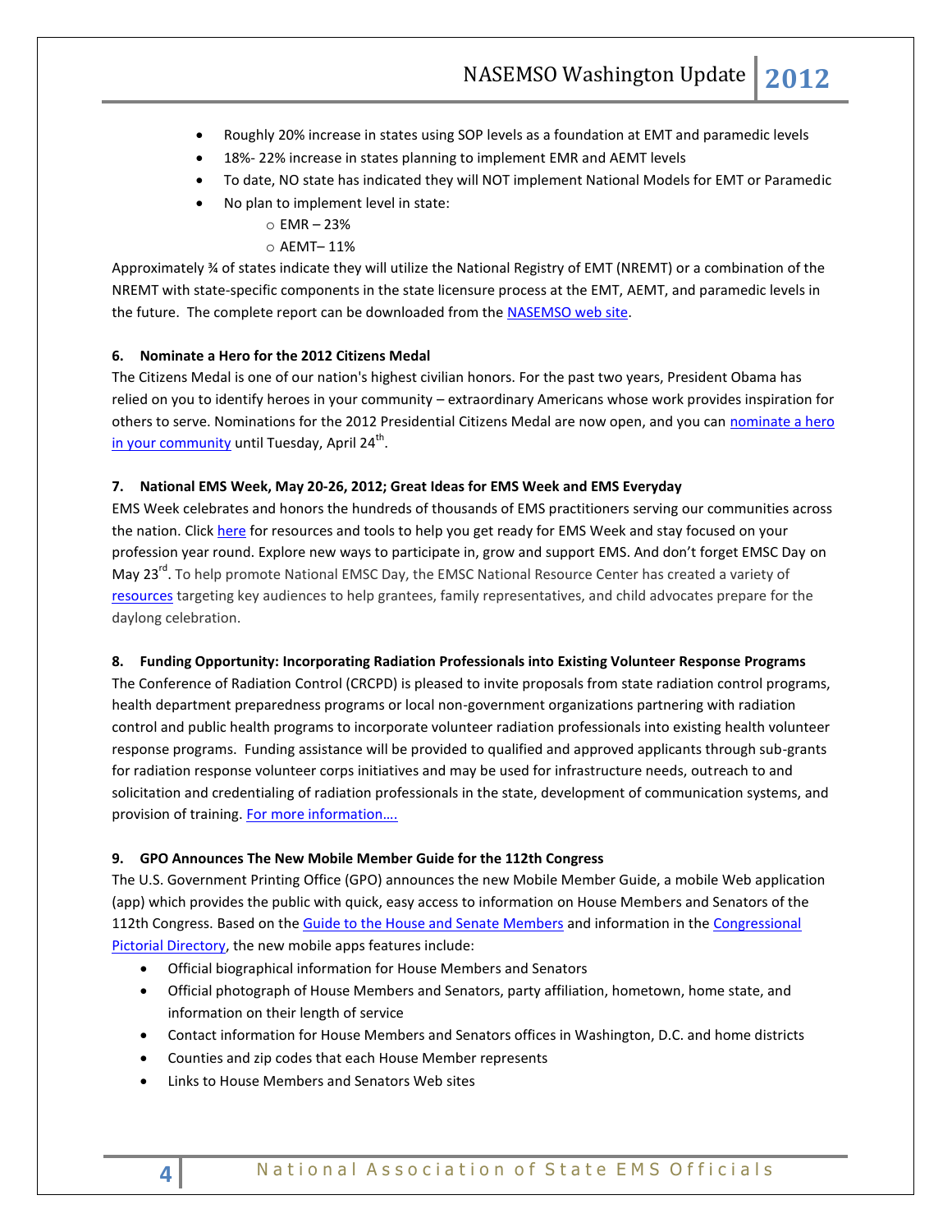- Roughly 20% increase in states using SOP levels as a foundation at EMT and paramedic levels
- 18%- 22% increase in states planning to implement EMR and AEMT levels
- To date, NO state has indicated they will NOT implement National Models for EMT or Paramedic
- No plan to implement level in state:
  - EMR – 23%
  - AEMT– 11%

Approximately ¾ of states indicate they will utilize the National Registry of EMT (NREMT) or a combination of the NREMT with state-specific components in the state licensure process at the EMT, AEMT, and paramedic levels in the future. The complete report can be downloaded from the NASEMSO web site.

**6. Nominate a Hero for the 2012 Citizens Medal**

The Citizens Medal is one of our nation's highest civilian honors. For the past two years, President Obama has relied on you to identify heroes in your community – extraordinary Americans whose work provides inspiration for others to serve. Nominations for the 2012 Presidential Citizens Medal are now open, and you can nominate a hero in your community until Tuesday, April 24th.

**7. National EMS Week, May 20-26, 2012; Great Ideas for EMS Week and EMS Everyday**

EMS Week celebrates and honors the hundreds of thousands of EMS practitioners serving our communities across the nation. Click here for resources and tools to help you get ready for EMS Week and stay focused on your profession year round. Explore new ways to participate in, grow and support EMS. And don't forget EMSC Day on May 23rd. To help promote National EMSC Day, the EMSC National Resource Center has created a variety of resources targeting key audiences to help grantees, family representatives, and child advocates prepare for the daylong celebration.

**8. Funding Opportunity: Incorporating Radiation Professionals into Existing Volunteer Response Programs**

The Conference of Radiation Control (CRCPD) is pleased to invite proposals from state radiation control programs, health department preparedness programs or local non-government organizations partnering with radiation control and public health programs to incorporate volunteer radiation professionals into existing health volunteer response programs. Funding assistance will be provided to qualified and approved applicants through sub-grants for radiation response volunteer corps initiatives and may be used for infrastructure needs, outreach to and solicitation and credentialing of radiation professionals in the state, development of communication systems, and provision of training. For more information….

**9. GPO Announces The New Mobile Member Guide for the 112th Congress**

The U.S. Government Printing Office (GPO) announces the new Mobile Member Guide, a mobile Web application (app) which provides the public with quick, easy access to information on House Members and Senators of the 112th Congress. Based on the Guide to the House and Senate Members and information in the Congressional Pictorial Directory, the new mobile apps features include:

- Official biographical information for House Members and Senators
- Official photograph of House Members and Senators, party affiliation, hometown, home state, and information on their length of service
- Contact information for House Members and Senators offices in Washington, D.C. and home districts
- Counties and zip codes that each House Member represents
- Links to House Members and Senators Web sites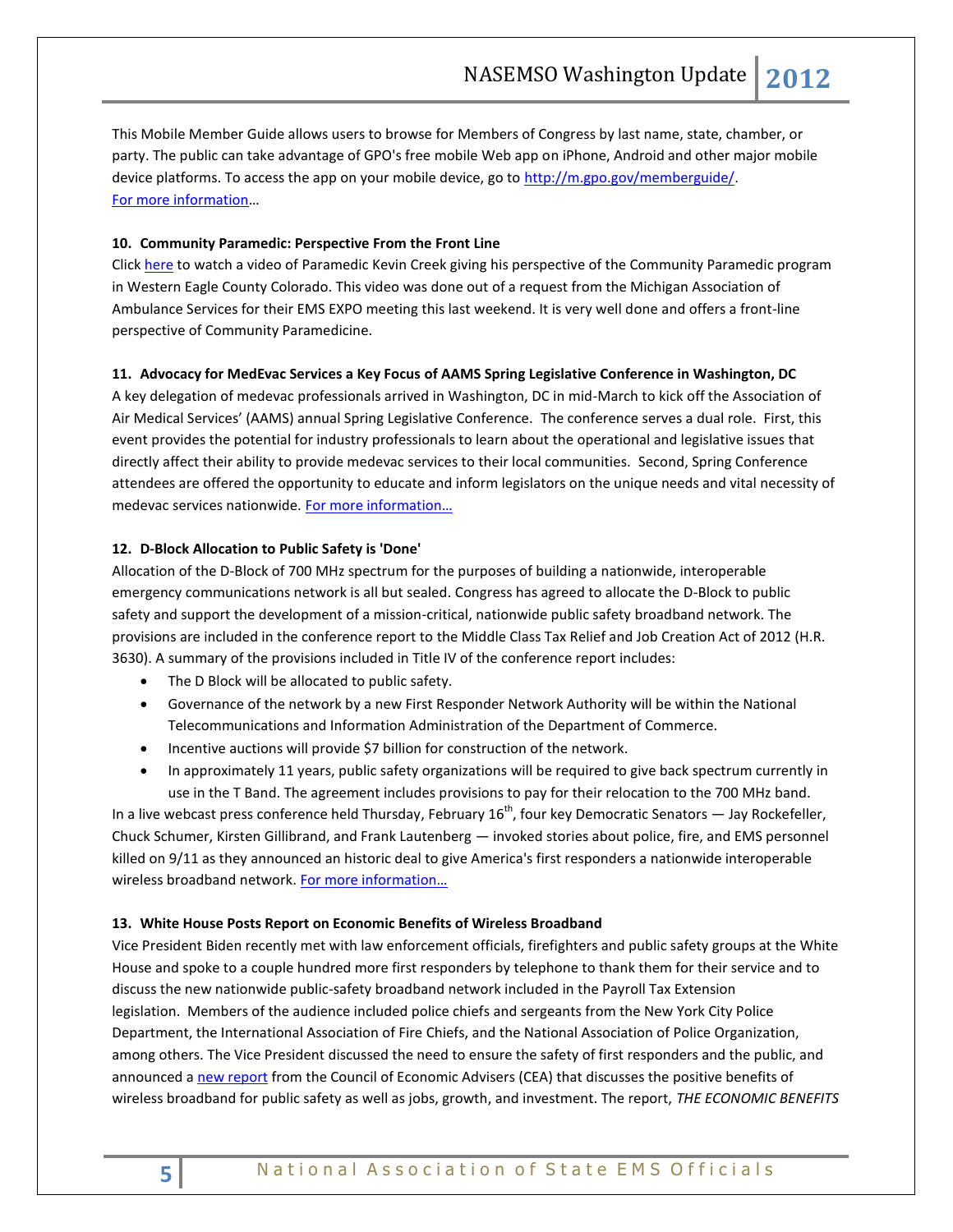This Mobile Member Guide allows users to browse for Members of Congress by last name, state, chamber, or party. The public can take advantage of GPO's free mobile Web app on iPhone, Android and other major mobile device platforms. To access the app on your mobile device, go to http://m.gpo.gov/memberguide/.
For more information…

**10. Community Paramedic: Perspective From the Front Line**

Click here to watch a video of Paramedic Kevin Creek giving his perspective of the Community Paramedic program in Western Eagle County Colorado. This video was done out of a request from the Michigan Association of Ambulance Services for their EMS EXPO meeting this last weekend. It is very well done and offers a front-line perspective of Community Paramedicine.

**11. Advocacy for MedEvac Services a Key Focus of AAMS Spring Legislative Conference in Washington, DC**

A key delegation of medevac professionals arrived in Washington, DC in mid-March to kick off the Association of Air Medical Services' (AAMS) annual Spring Legislative Conference. The conference serves a dual role. First, this event provides the potential for industry professionals to learn about the operational and legislative issues that directly affect their ability to provide medevac services to their local communities. Second, Spring Conference attendees are offered the opportunity to educate and inform legislators on the unique needs and vital necessity of medevac services nationwide. For more information…

**12. D-Block Allocation to Public Safety is 'Done'**

Allocation of the D-Block of 700 MHz spectrum for the purposes of building a nationwide, interoperable emergency communications network is all but sealed. Congress has agreed to allocate the D-Block to public safety and support the development of a mission-critical, nationwide public safety broadband network. The provisions are included in the conference report to the Middle Class Tax Relief and Job Creation Act of 2012 (H.R. 3630). A summary of the provisions included in Title IV of the conference report includes:

- The D Block will be allocated to public safety.
- Governance of the network by a new First Responder Network Authority will be within the National Telecommunications and Information Administration of the Department of Commerce.
- Incentive auctions will provide $7 billion for construction of the network.
- In approximately 11 years, public safety organizations will be required to give back spectrum currently in use in the T Band. The agreement includes provisions to pay for their relocation to the 700 MHz band.

In a live webcast press conference held Thursday, February 16th, four key Democratic Senators — Jay Rockefeller, Chuck Schumer, Kirsten Gillibrand, and Frank Lautenberg — invoked stories about police, fire, and EMS personnel killed on 9/11 as they announced an historic deal to give America's first responders a nationwide interoperable wireless broadband network. For more information…

**13. White House Posts Report on Economic Benefits of Wireless Broadband**

Vice President Biden recently met with law enforcement officials, firefighters and public safety groups at the White House and spoke to a couple hundred more first responders by telephone to thank them for their service and to discuss the new nationwide public-safety broadband network included in the Payroll Tax Extension legislation. Members of the audience included police chiefs and sergeants from the New York City Police Department, the International Association of Fire Chiefs, and the National Association of Police Organization, among others. The Vice President discussed the need to ensure the safety of first responders and the public, and announced a new report from the Council of Economic Advisers (CEA) that discusses the positive benefits of wireless broadband for public safety as well as jobs, growth, and investment. The report, *THE ECONOMIC BENEFITS*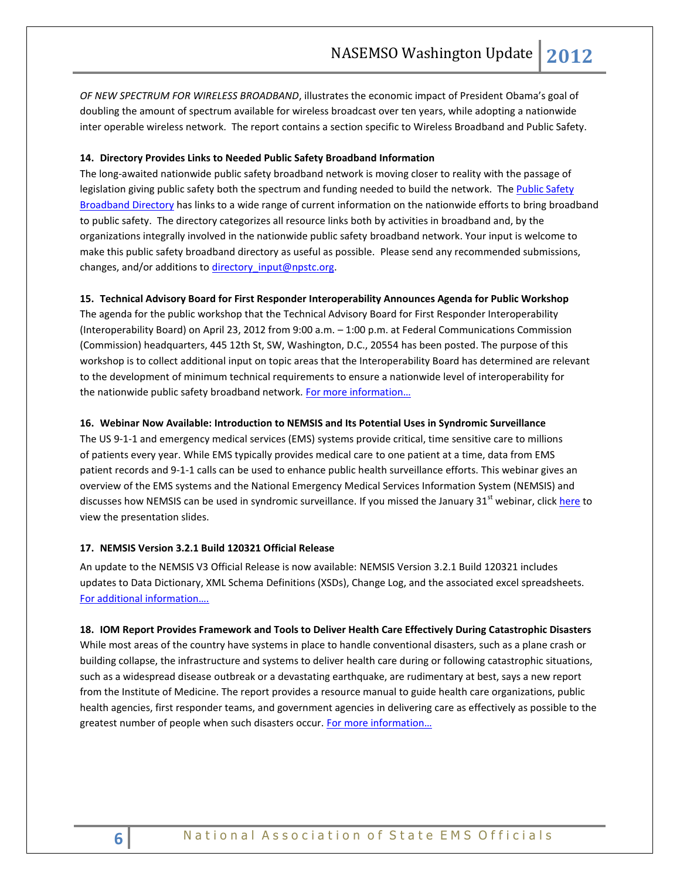*OF NEW SPECTRUM FOR WIRELESS BROADBAND*, illustrates the economic impact of President Obama's goal of doubling the amount of spectrum available for wireless broadcast over ten years, while adopting a nationwide inter operable wireless network. The report contains a section specific to Wireless Broadband and Public Safety.

**14. Directory Provides Links to Needed Public Safety Broadband Information**

The long-awaited nationwide public safety broadband network is moving closer to reality with the passage of legislation giving public safety both the spectrum and funding needed to build the network. The Public Safety Broadband Directory has links to a wide range of current information on the nationwide efforts to bring broadband to public safety. The directory categorizes all resource links both by activities in broadband and, by the organizations integrally involved in the nationwide public safety broadband network. Your input is welcome to make this public safety broadband directory as useful as possible. Please send any recommended submissions, changes, and/or additions to directory_input@npstc.org.

**15. Technical Advisory Board for First Responder Interoperability Announces Agenda for Public Workshop**

The agenda for the public workshop that the Technical Advisory Board for First Responder Interoperability (Interoperability Board) on April 23, 2012 from 9:00 a.m. – 1:00 p.m. at Federal Communications Commission (Commission) headquarters, 445 12th St, SW, Washington, D.C., 20554 has been posted. The purpose of this workshop is to collect additional input on topic areas that the Interoperability Board has determined are relevant to the development of minimum technical requirements to ensure a nationwide level of interoperability for the nationwide public safety broadband network. For more information…

**16. Webinar Now Available: Introduction to NEMSIS and Its Potential Uses in Syndromic Surveillance**

The US 9-1-1 and emergency medical services (EMS) systems provide critical, time sensitive care to millions of patients every year. While EMS typically provides medical care to one patient at a time, data from EMS patient records and 9-1-1 calls can be used to enhance public health surveillance efforts. This webinar gives an overview of the EMS systems and the National Emergency Medical Services Information System (NEMSIS) and discusses how NEMSIS can be used in syndromic surveillance. If you missed the January 31st webinar, click here to view the presentation slides.

**17. NEMSIS Version 3.2.1 Build 120321 Official Release**

An update to the NEMSIS V3 Official Release is now available: NEMSIS Version 3.2.1 Build 120321 includes updates to Data Dictionary, XML Schema Definitions (XSDs), Change Log, and the associated excel spreadsheets. For additional information….

**18. IOM Report Provides Framework and Tools to Deliver Health Care Effectively During Catastrophic Disasters**

While most areas of the country have systems in place to handle conventional disasters, such as a plane crash or building collapse, the infrastructure and systems to deliver health care during or following catastrophic situations, such as a widespread disease outbreak or a devastating earthquake, are rudimentary at best, says a new report from the Institute of Medicine. The report provides a resource manual to guide health care organizations, public health agencies, first responder teams, and government agencies in delivering care as effectively as possible to the greatest number of people when such disasters occur. For more information…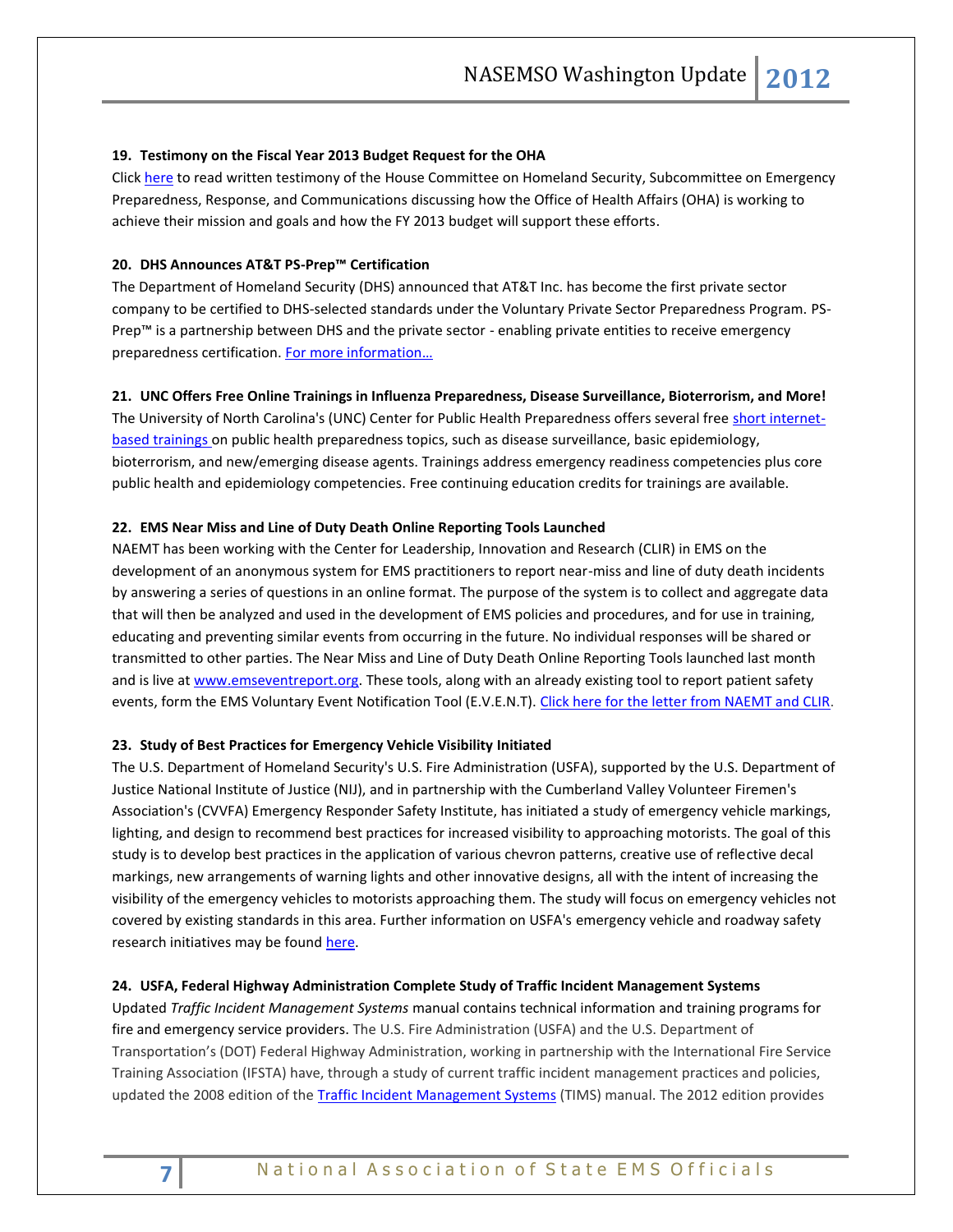### 19. Testimony on the Fiscal Year 2013 Budget Request for the OHA

Click here to read written testimony of the House Committee on Homeland Security, Subcommittee on Emergency Preparedness, Response, and Communications discussing how the Office of Health Affairs (OHA) is working to achieve their mission and goals and how the FY 2013 budget will support these efforts.

### 20. DHS Announces AT&T PS-Prep™ Certification

The Department of Homeland Security (DHS) announced that AT&T Inc. has become the first private sector company to be certified to DHS-selected standards under the Voluntary Private Sector Preparedness Program. PS-Prep™ is a partnership between DHS and the private sector - enabling private entities to receive emergency preparedness certification. For more information…

### 21. UNC Offers Free Online Trainings in Influenza Preparedness, Disease Surveillance, Bioterrorism, and More!

The University of North Carolina's (UNC) Center for Public Health Preparedness offers several free short internet-based trainings on public health preparedness topics, such as disease surveillance, basic epidemiology, bioterrorism, and new/emerging disease agents. Trainings address emergency readiness competencies plus core public health and epidemiology competencies. Free continuing education credits for trainings are available.

### 22. EMS Near Miss and Line of Duty Death Online Reporting Tools Launched

NAEMT has been working with the Center for Leadership, Innovation and Research (CLIR) in EMS on the development of an anonymous system for EMS practitioners to report near-miss and line of duty death incidents by answering a series of questions in an online format. The purpose of the system is to collect and aggregate data that will then be analyzed and used in the development of EMS policies and procedures, and for use in training, educating and preventing similar events from occurring in the future. No individual responses will be shared or transmitted to other parties. The Near Miss and Line of Duty Death Online Reporting Tools launched last month and is live at www.emseventreport.org. These tools, along with an already existing tool to report patient safety events, form the EMS Voluntary Event Notification Tool (E.V.E.N.T). Click here for the letter from NAEMT and CLIR.

### 23. Study of Best Practices for Emergency Vehicle Visibility Initiated

The U.S. Department of Homeland Security's U.S. Fire Administration (USFA), supported by the U.S. Department of Justice National Institute of Justice (NIJ), and in partnership with the Cumberland Valley Volunteer Firemen's Association's (CVVFA) Emergency Responder Safety Institute, has initiated a study of emergency vehicle markings, lighting, and design to recommend best practices for increased visibility to approaching motorists. The goal of this study is to develop best practices in the application of various chevron patterns, creative use of reflective decal markings, new arrangements of warning lights and other innovative designs, all with the intent of increasing the visibility of the emergency vehicles to motorists approaching them. The study will focus on emergency vehicles not covered by existing standards in this area. Further information on USFA's emergency vehicle and roadway safety research initiatives may be found here.

### 24. USFA, Federal Highway Administration Complete Study of Traffic Incident Management Systems

Updated *Traffic Incident Management Systems* manual contains technical information and training programs for fire and emergency service providers. The U.S. Fire Administration (USFA) and the U.S. Department of Transportation's (DOT) Federal Highway Administration, working in partnership with the International Fire Service Training Association (IFSTA) have, through a study of current traffic incident management practices and policies, updated the 2008 edition of the Traffic Incident Management Systems (TIMS) manual. The 2012 edition provides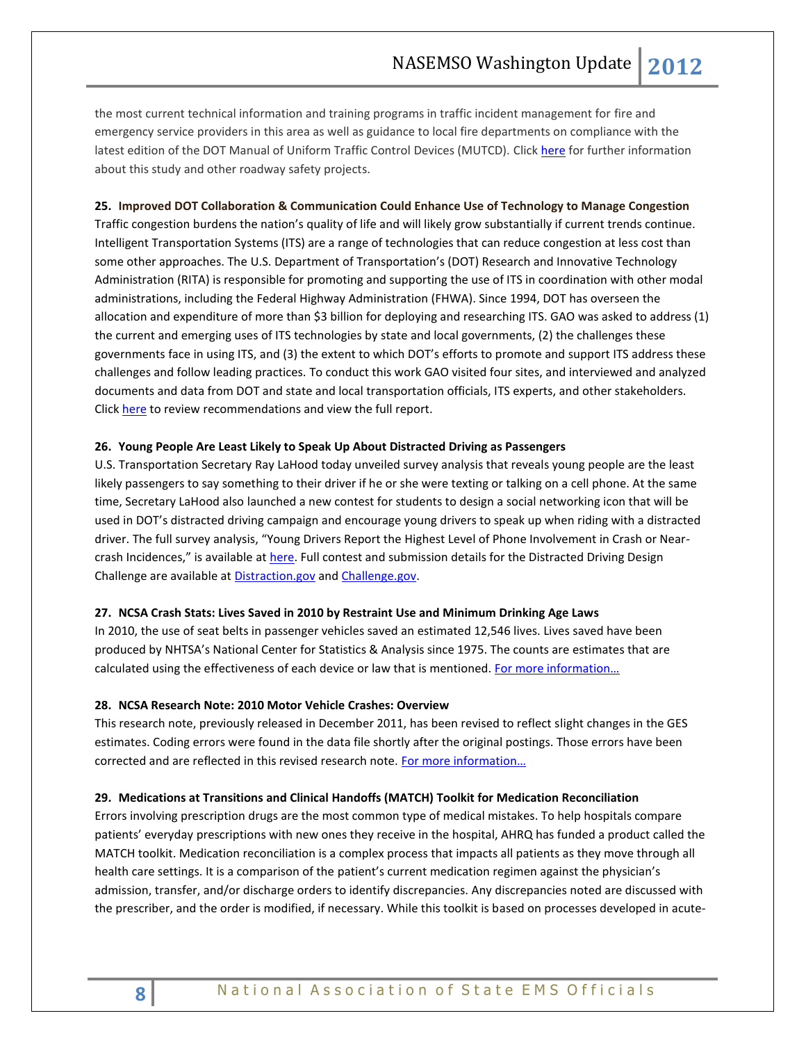the most current technical information and training programs in traffic incident management for fire and emergency service providers in this area as well as guidance to local fire departments on compliance with the latest edition of the DOT Manual of Uniform Traffic Control Devices (MUTCD). Click here for further information about this study and other roadway safety projects.

**25. Improved DOT Collaboration & Communication Could Enhance Use of Technology to Manage Congestion**

Traffic congestion burdens the nation's quality of life and will likely grow substantially if current trends continue. Intelligent Transportation Systems (ITS) are a range of technologies that can reduce congestion at less cost than some other approaches. The U.S. Department of Transportation's (DOT) Research and Innovative Technology Administration (RITA) is responsible for promoting and supporting the use of ITS in coordination with other modal administrations, including the Federal Highway Administration (FHWA). Since 1994, DOT has overseen the allocation and expenditure of more than $3 billion for deploying and researching ITS. GAO was asked to address (1) the current and emerging uses of ITS technologies by state and local governments, (2) the challenges these governments face in using ITS, and (3) the extent to which DOT's efforts to promote and support ITS address these challenges and follow leading practices. To conduct this work GAO visited four sites, and interviewed and analyzed documents and data from DOT and state and local transportation officials, ITS experts, and other stakeholders. Click here to review recommendations and view the full report.

**26. Young People Are Least Likely to Speak Up About Distracted Driving as Passengers**

U.S. Transportation Secretary Ray LaHood today unveiled survey analysis that reveals young people are the least likely passengers to say something to their driver if he or she were texting or talking on a cell phone. At the same time, Secretary LaHood also launched a new contest for students to design a social networking icon that will be used in DOT's distracted driving campaign and encourage young drivers to speak up when riding with a distracted driver. The full survey analysis, "Young Drivers Report the Highest Level of Phone Involvement in Crash or Near-crash Incidences," is available at here. Full contest and submission details for the Distracted Driving Design Challenge are available at Distraction.gov and Challenge.gov.

**27. NCSA Crash Stats: Lives Saved in 2010 by Restraint Use and Minimum Drinking Age Laws**

In 2010, the use of seat belts in passenger vehicles saved an estimated 12,546 lives. Lives saved have been produced by NHTSA's National Center for Statistics & Analysis since 1975. The counts are estimates that are calculated using the effectiveness of each device or law that is mentioned. For more information…

**28. NCSA Research Note: 2010 Motor Vehicle Crashes: Overview**

This research note, previously released in December 2011, has been revised to reflect slight changes in the GES estimates. Coding errors were found in the data file shortly after the original postings. Those errors have been corrected and are reflected in this revised research note. For more information…

**29. Medications at Transitions and Clinical Handoffs (MATCH) Toolkit for Medication Reconciliation**

Errors involving prescription drugs are the most common type of medical mistakes. To help hospitals compare patients' everyday prescriptions with new ones they receive in the hospital, AHRQ has funded a product called the MATCH toolkit. Medication reconciliation is a complex process that impacts all patients as they move through all health care settings. It is a comparison of the patient's current medication regimen against the physician's admission, transfer, and/or discharge orders to identify discrepancies. Any discrepancies noted are discussed with the prescriber, and the order is modified, if necessary. While this toolkit is based on processes developed in acute-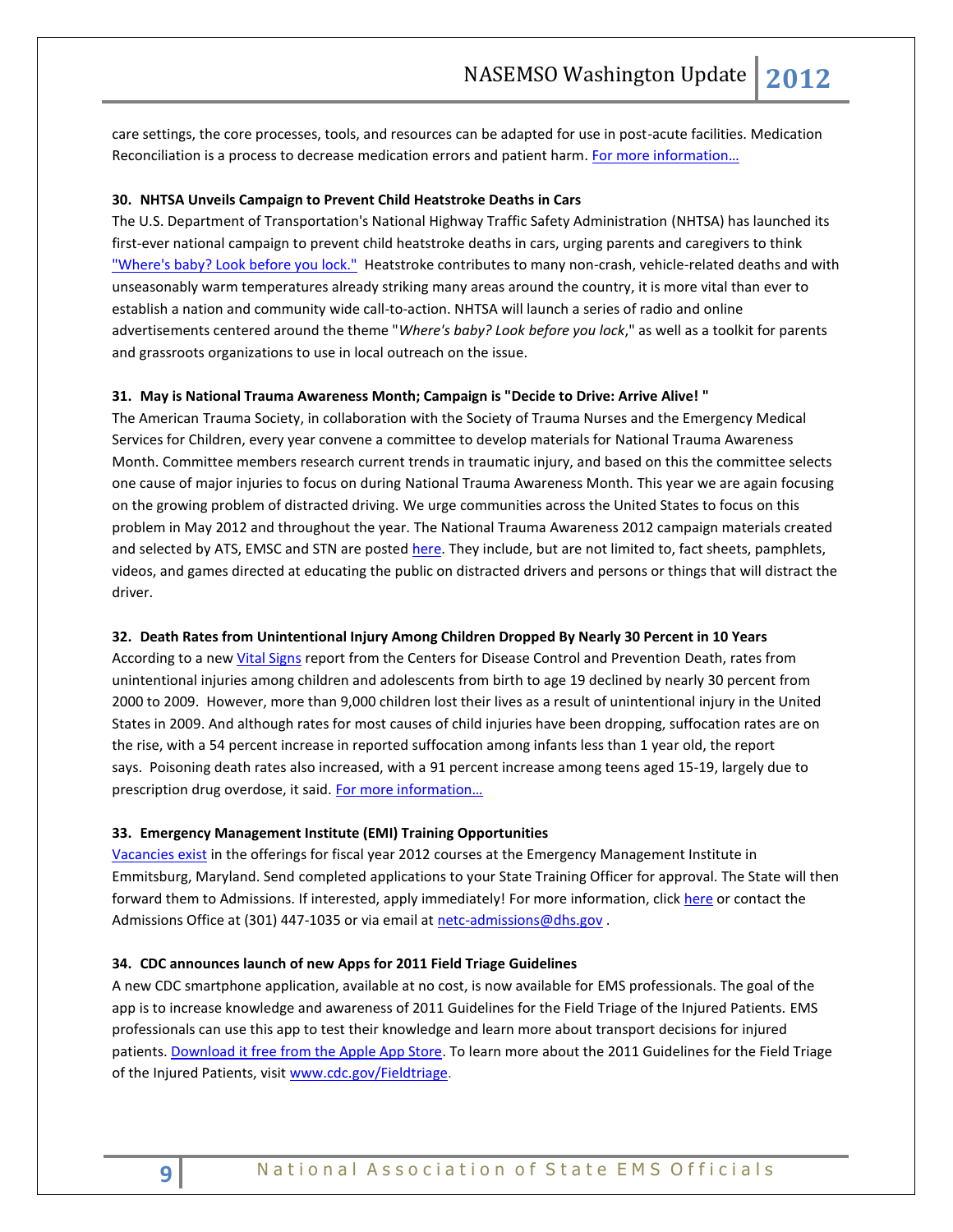care settings, the core processes, tools, and resources can be adapted for use in post-acute facilities. Medication Reconciliation is a process to decrease medication errors and patient harm. For more information…

**30. NHTSA Unveils Campaign to Prevent Child Heatstroke Deaths in Cars**

The U.S. Department of Transportation's National Highway Traffic Safety Administration (NHTSA) has launched its first-ever national campaign to prevent child heatstroke deaths in cars, urging parents and caregivers to think "Where's baby? Look before you lock." Heatstroke contributes to many non-crash, vehicle-related deaths and with unseasonably warm temperatures already striking many areas around the country, it is more vital than ever to establish a nation and community wide call-to-action. NHTSA will launch a series of radio and online advertisements centered around the theme "*Where's baby? Look before you lock*," as well as a toolkit for parents and grassroots organizations to use in local outreach on the issue.

**31. May is National Trauma Awareness Month; Campaign is "Decide to Drive: Arrive Alive! "**

The American Trauma Society, in collaboration with the Society of Trauma Nurses and the Emergency Medical Services for Children, every year convene a committee to develop materials for National Trauma Awareness Month. Committee members research current trends in traumatic injury, and based on this the committee selects one cause of major injuries to focus on during National Trauma Awareness Month. This year we are again focusing on the growing problem of distracted driving. We urge communities across the United States to focus on this problem in May 2012 and throughout the year. The National Trauma Awareness 2012 campaign materials created and selected by ATS, EMSC and STN are posted here. They include, but are not limited to, fact sheets, pamphlets, videos, and games directed at educating the public on distracted drivers and persons or things that will distract the driver.

**32. Death Rates from Unintentional Injury Among Children Dropped By Nearly 30 Percent in 10 Years**

According to a new Vital Signs report from the Centers for Disease Control and Prevention Death, rates from unintentional injuries among children and adolescents from birth to age 19 declined by nearly 30 percent from 2000 to 2009. However, more than 9,000 children lost their lives as a result of unintentional injury in the United States in 2009. And although rates for most causes of child injuries have been dropping, suffocation rates are on the rise, with a 54 percent increase in reported suffocation among infants less than 1 year old, the report says. Poisoning death rates also increased, with a 91 percent increase among teens aged 15-19, largely due to prescription drug overdose, it said. For more information…

**33. Emergency Management Institute (EMI) Training Opportunities**

Vacancies exist in the offerings for fiscal year 2012 courses at the Emergency Management Institute in Emmitsburg, Maryland. Send completed applications to your State Training Officer for approval. The State will then forward them to Admissions. If interested, apply immediately! For more information, click here or contact the Admissions Office at (301) 447-1035 or via email at netc-admissions@dhs.gov .

**34. CDC announces launch of new Apps for 2011 Field Triage Guidelines**

A new CDC smartphone application, available at no cost, is now available for EMS professionals. The goal of the app is to increase knowledge and awareness of 2011 Guidelines for the Field Triage of the Injured Patients. EMS professionals can use this app to test their knowledge and learn more about transport decisions for injured patients. Download it free from the Apple App Store. To learn more about the 2011 Guidelines for the Field Triage of the Injured Patients, visit www.cdc.gov/Fieldtriage.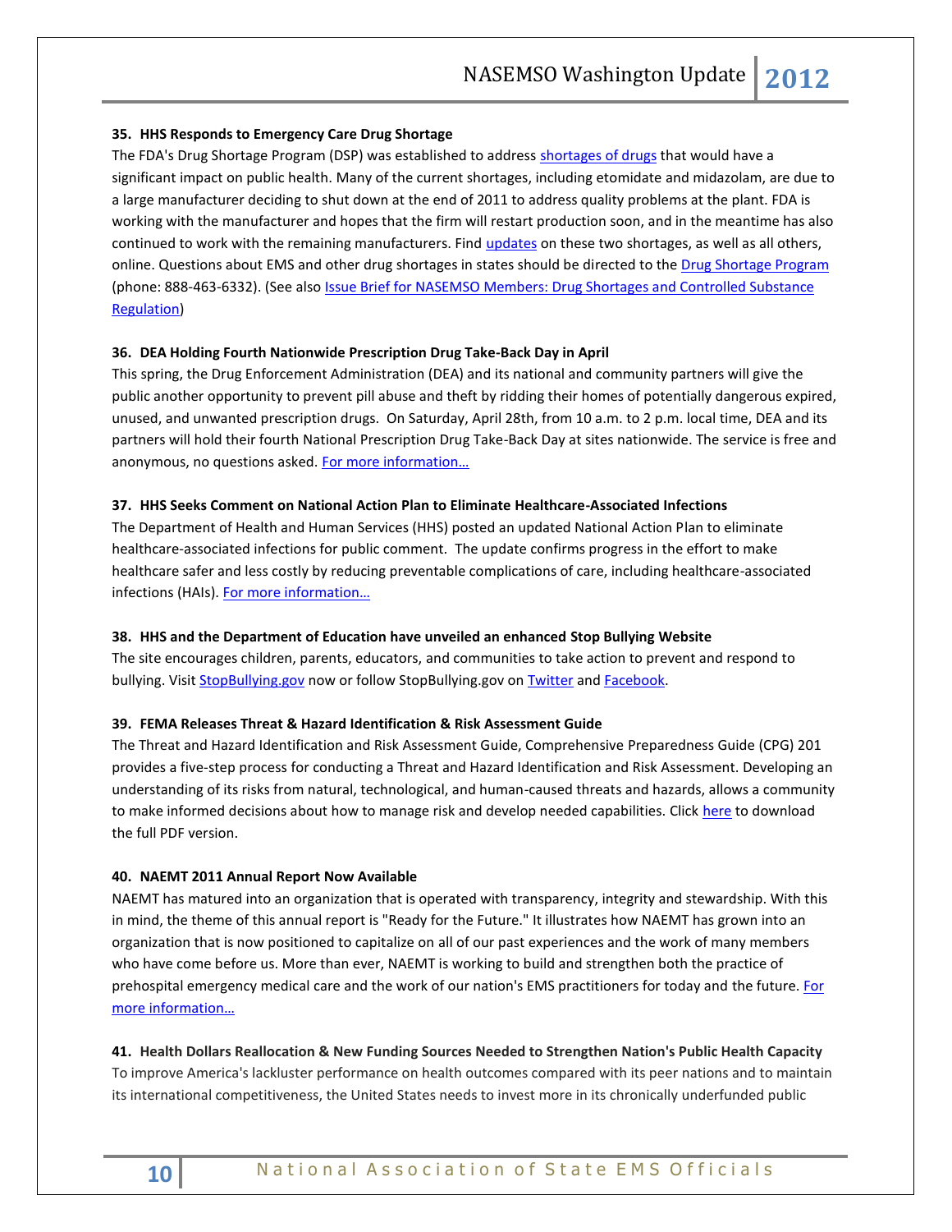**35. HHS Responds to Emergency Care Drug Shortage**

The FDA's Drug Shortage Program (DSP) was established to address shortages of drugs that would have a significant impact on public health. Many of the current shortages, including etomidate and midazolam, are due to a large manufacturer deciding to shut down at the end of 2011 to address quality problems at the plant. FDA is working with the manufacturer and hopes that the firm will restart production soon, and in the meantime has also continued to work with the remaining manufacturers. Find updates on these two shortages, as well as all others, online. Questions about EMS and other drug shortages in states should be directed to the Drug Shortage Program (phone: 888-463-6332). (See also Issue Brief for NASEMSO Members: Drug Shortages and Controlled Substance Regulation)

**36. DEA Holding Fourth Nationwide Prescription Drug Take-Back Day in April**

This spring, the Drug Enforcement Administration (DEA) and its national and community partners will give the public another opportunity to prevent pill abuse and theft by ridding their homes of potentially dangerous expired, unused, and unwanted prescription drugs. On Saturday, April 28th, from 10 a.m. to 2 p.m. local time, DEA and its partners will hold their fourth National Prescription Drug Take-Back Day at sites nationwide. The service is free and anonymous, no questions asked. For more information…

**37. HHS Seeks Comment on National Action Plan to Eliminate Healthcare-Associated Infections**

The Department of Health and Human Services (HHS) posted an updated National Action Plan to eliminate healthcare-associated infections for public comment. The update confirms progress in the effort to make healthcare safer and less costly by reducing preventable complications of care, including healthcare-associated infections (HAIs). For more information…

**38. HHS and the Department of Education have unveiled an enhanced Stop Bullying Website**

The site encourages children, parents, educators, and communities to take action to prevent and respond to bullying. Visit StopBullying.gov now or follow StopBullying.gov on Twitter and Facebook.

**39. FEMA Releases Threat & Hazard Identification & Risk Assessment Guide**

The Threat and Hazard Identification and Risk Assessment Guide, Comprehensive Preparedness Guide (CPG) 201 provides a five-step process for conducting a Threat and Hazard Identification and Risk Assessment. Developing an understanding of its risks from natural, technological, and human-caused threats and hazards, allows a community to make informed decisions about how to manage risk and develop needed capabilities. Click here to download the full PDF version.

**40. NAEMT 2011 Annual Report Now Available**

NAEMT has matured into an organization that is operated with transparency, integrity and stewardship. With this in mind, the theme of this annual report is "Ready for the Future." It illustrates how NAEMT has grown into an organization that is now positioned to capitalize on all of our past experiences and the work of many members who have come before us. More than ever, NAEMT is working to build and strengthen both the practice of prehospital emergency medical care and the work of our nation's EMS practitioners for today and the future. For more information…

**41. Health Dollars Reallocation & New Funding Sources Needed to Strengthen Nation's Public Health Capacity**

To improve America's lackluster performance on health outcomes compared with its peer nations and to maintain its international competitiveness, the United States needs to invest more in its chronically underfunded public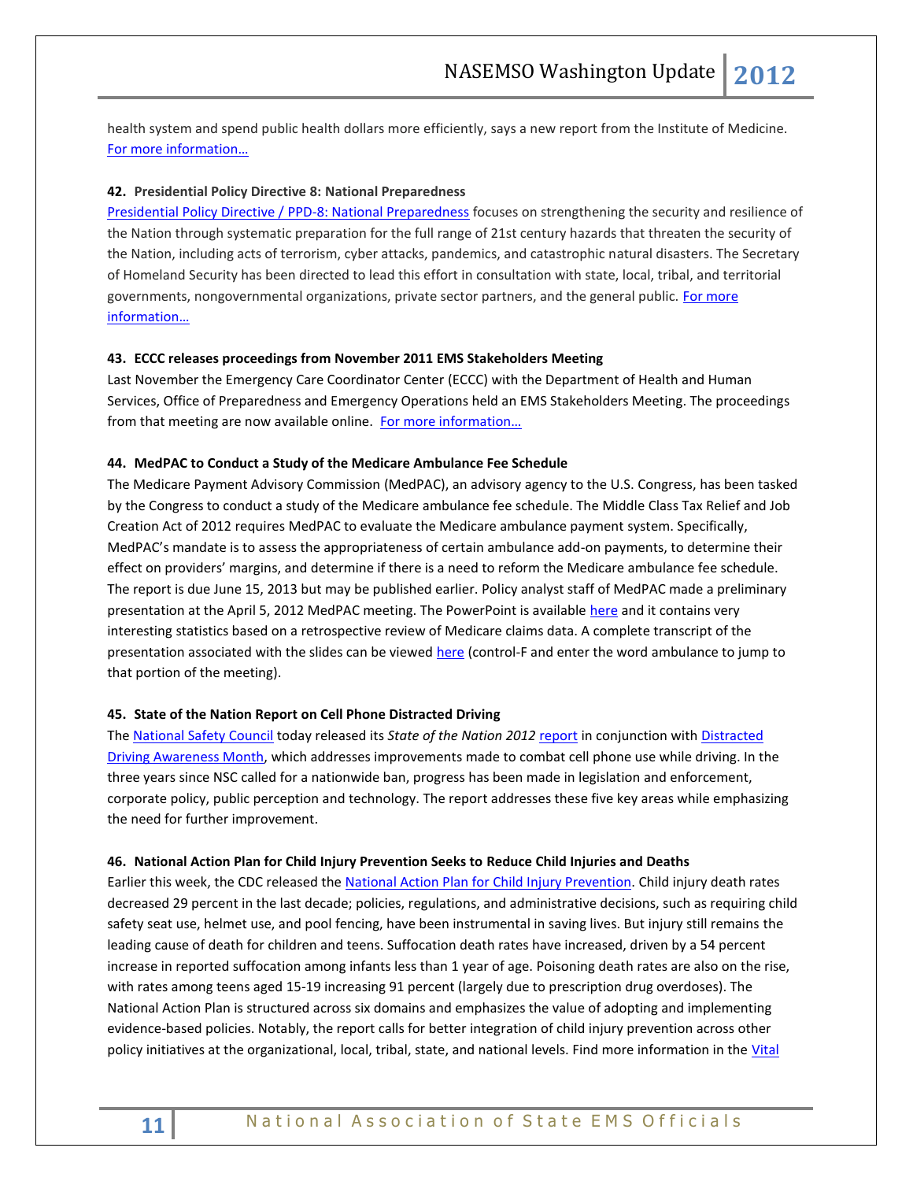health system and spend public health dollars more efficiently, says a new report from the Institute of Medicine. For more information…

**42. Presidential Policy Directive 8: National Preparedness**

Presidential Policy Directive / PPD-8: National Preparedness focuses on strengthening the security and resilience of the Nation through systematic preparation for the full range of 21st century hazards that threaten the security of the Nation, including acts of terrorism, cyber attacks, pandemics, and catastrophic natural disasters. The Secretary of Homeland Security has been directed to lead this effort in consultation with state, local, tribal, and territorial governments, nongovernmental organizations, private sector partners, and the general public. For more information…

**43. ECCC releases proceedings from November 2011 EMS Stakeholders Meeting**

Last November the Emergency Care Coordinator Center (ECCC) with the Department of Health and Human Services, Office of Preparedness and Emergency Operations held an EMS Stakeholders Meeting. The proceedings from that meeting are now available online. For more information…

**44. MedPAC to Conduct a Study of the Medicare Ambulance Fee Schedule**

The Medicare Payment Advisory Commission (MedPAC), an advisory agency to the U.S. Congress, has been tasked by the Congress to conduct a study of the Medicare ambulance fee schedule. The Middle Class Tax Relief and Job Creation Act of 2012 requires MedPAC to evaluate the Medicare ambulance payment system. Specifically, MedPAC's mandate is to assess the appropriateness of certain ambulance add-on payments, to determine their effect on providers' margins, and determine if there is a need to reform the Medicare ambulance fee schedule. The report is due June 15, 2013 but may be published earlier. Policy analyst staff of MedPAC made a preliminary presentation at the April 5, 2012 MedPAC meeting. The PowerPoint is available here and it contains very interesting statistics based on a retrospective review of Medicare claims data. A complete transcript of the presentation associated with the slides can be viewed here (control-F and enter the word ambulance to jump to that portion of the meeting).

**45. State of the Nation Report on Cell Phone Distracted Driving**

The National Safety Council today released its *State of the Nation 2012* report in conjunction with Distracted Driving Awareness Month, which addresses improvements made to combat cell phone use while driving. In the three years since NSC called for a nationwide ban, progress has been made in legislation and enforcement, corporate policy, public perception and technology. The report addresses these five key areas while emphasizing the need for further improvement.

**46. National Action Plan for Child Injury Prevention Seeks to Reduce Child Injuries and Deaths**

Earlier this week, the CDC released the National Action Plan for Child Injury Prevention. Child injury death rates decreased 29 percent in the last decade; policies, regulations, and administrative decisions, such as requiring child safety seat use, helmet use, and pool fencing, have been instrumental in saving lives. But injury still remains the leading cause of death for children and teens. Suffocation death rates have increased, driven by a 54 percent increase in reported suffocation among infants less than 1 year of age. Poisoning death rates are also on the rise, with rates among teens aged 15-19 increasing 91 percent (largely due to prescription drug overdoses). The National Action Plan is structured across six domains and emphasizes the value of adopting and implementing evidence-based policies. Notably, the report calls for better integration of child injury prevention across other policy initiatives at the organizational, local, tribal, state, and national levels. Find more information in the Vital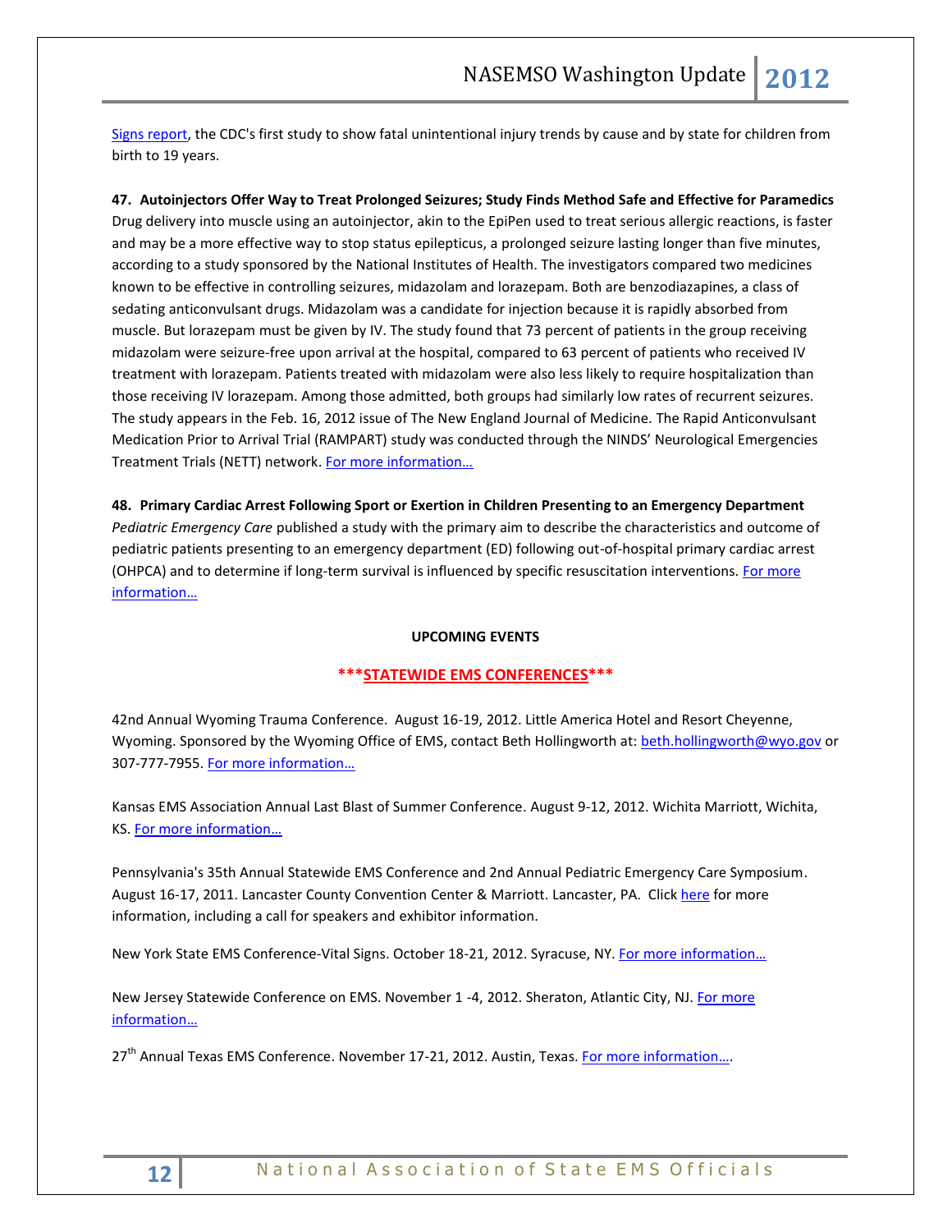Signs report, the CDC's first study to show fatal unintentional injury trends by cause and by state for children from birth to 19 years.

**47. Autoinjectors Offer Way to Treat Prolonged Seizures; Study Finds Method Safe and Effective for Paramedics**

Drug delivery into muscle using an autoinjector, akin to the EpiPen used to treat serious allergic reactions, is faster and may be a more effective way to stop status epilepticus, a prolonged seizure lasting longer than five minutes, according to a study sponsored by the National Institutes of Health. The investigators compared two medicines known to be effective in controlling seizures, midazolam and lorazepam. Both are benzodiazapines, a class of sedating anticonvulsant drugs. Midazolam was a candidate for injection because it is rapidly absorbed from muscle. But lorazepam must be given by IV. The study found that 73 percent of patients in the group receiving midazolam were seizure-free upon arrival at the hospital, compared to 63 percent of patients who received IV treatment with lorazepam. Patients treated with midazolam were also less likely to require hospitalization than those receiving IV lorazepam. Among those admitted, both groups had similarly low rates of recurrent seizures. The study appears in the Feb. 16, 2012 issue of The New England Journal of Medicine. The Rapid Anticonvulsant Medication Prior to Arrival Trial (RAMPART) study was conducted through the NINDS' Neurological Emergencies Treatment Trials (NETT) network. For more information…

**48. Primary Cardiac Arrest Following Sport or Exertion in Children Presenting to an Emergency Department**

*Pediatric Emergency Care* published a study with the primary aim to describe the characteristics and outcome of pediatric patients presenting to an emergency department (ED) following out-of-hospital primary cardiac arrest (OHPCA) and to determine if long-term survival is influenced by specific resuscitation interventions. For more information…

## UPCOMING EVENTS

### ***STATEWIDE EMS CONFERENCES***

42nd Annual Wyoming Trauma Conference. August 16-19, 2012. Little America Hotel and Resort Cheyenne, Wyoming. Sponsored by the Wyoming Office of EMS, contact Beth Hollingworth at: beth.hollingworth@wyo.gov or 307-777-7955. For more information…

Kansas EMS Association Annual Last Blast of Summer Conference. August 9-12, 2012. Wichita Marriott, Wichita, KS. For more information…

Pennsylvania's 35th Annual Statewide EMS Conference and 2nd Annual Pediatric Emergency Care Symposium. August 16-17, 2011. Lancaster County Convention Center & Marriott. Lancaster, PA. Click here for more information, including a call for speakers and exhibitor information.

New York State EMS Conference-Vital Signs. October 18-21, 2012. Syracuse, NY. For more information…

New Jersey Statewide Conference on EMS. November 1 -4, 2012. Sheraton, Atlantic City, NJ. For more information…

27th Annual Texas EMS Conference. November 17-21, 2012. Austin, Texas. For more information….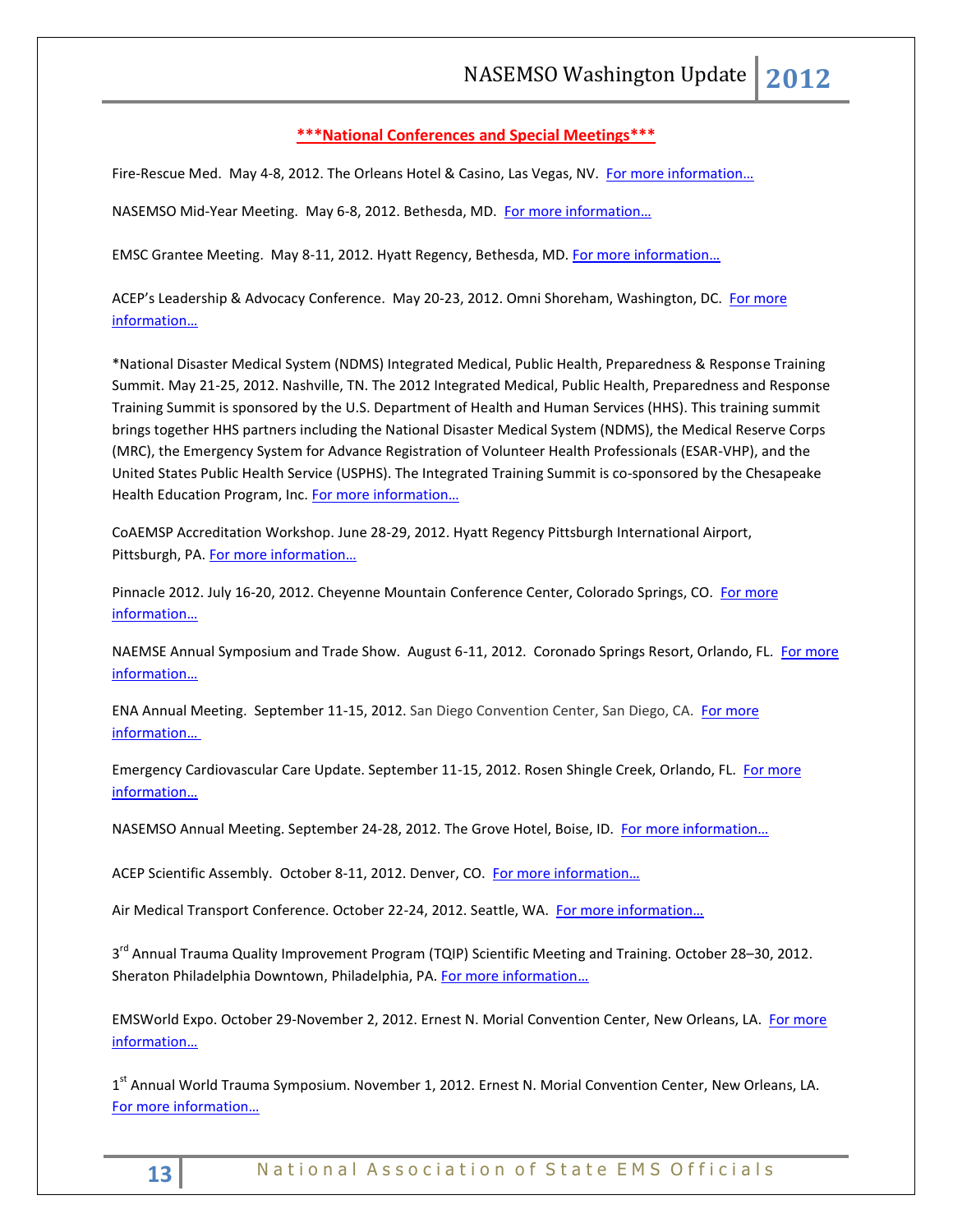**\*\*\*National Conferences and Special Meetings\*\*\***

Fire-Rescue Med. May 4-8, 2012. The Orleans Hotel & Casino, Las Vegas, NV. For more information…

NASEMSO Mid-Year Meeting. May 6-8, 2012. Bethesda, MD. For more information…

EMSC Grantee Meeting. May 8-11, 2012. Hyatt Regency, Bethesda, MD. For more information…

ACEP's Leadership & Advocacy Conference. May 20-23, 2012. Omni Shoreham, Washington, DC. For more information…

*National Disaster Medical System (NDMS) Integrated Medical, Public Health, Preparedness & Response Training Summit. May 21-25, 2012. Nashville, TN. The 2012 Integrated Medical, Public Health, Preparedness and Response Training Summit is sponsored by the U.S. Department of Health and Human Services (HHS). This training summit brings together HHS partners including the National Disaster Medical System (NDMS), the Medical Reserve Corps (MRC), the Emergency System for Advance Registration of Volunteer Health Professionals (ESAR-VHP), and the United States Public Health Service (USPHS). The Integrated Training Summit is co-sponsored by the Chesapeake Health Education Program, Inc. For more information…

CoAEMSP Accreditation Workshop. June 28-29, 2012. Hyatt Regency Pittsburgh International Airport, Pittsburgh, PA. For more information…

Pinnacle 2012. July 16-20, 2012. Cheyenne Mountain Conference Center, Colorado Springs, CO. For more information…

NAEMSE Annual Symposium and Trade Show. August 6-11, 2012. Coronado Springs Resort, Orlando, FL. For more information…

ENA Annual Meeting. September 11-15, 2012. San Diego Convention Center, San Diego, CA. For more information…

Emergency Cardiovascular Care Update. September 11-15, 2012. Rosen Shingle Creek, Orlando, FL. For more information…

NASEMSO Annual Meeting. September 24-28, 2012. The Grove Hotel, Boise, ID. For more information…

ACEP Scientific Assembly. October 8-11, 2012. Denver, CO. For more information…

Air Medical Transport Conference. October 22-24, 2012. Seattle, WA. For more information…

3rd Annual Trauma Quality Improvement Program (TQIP) Scientific Meeting and Training. October 28–30, 2012. Sheraton Philadelphia Downtown, Philadelphia, PA. For more information…

EMSWorld Expo. October 29-November 2, 2012. Ernest N. Morial Convention Center, New Orleans, LA. For more information…

1st Annual World Trauma Symposium. November 1, 2012. Ernest N. Morial Convention Center, New Orleans, LA. For more information…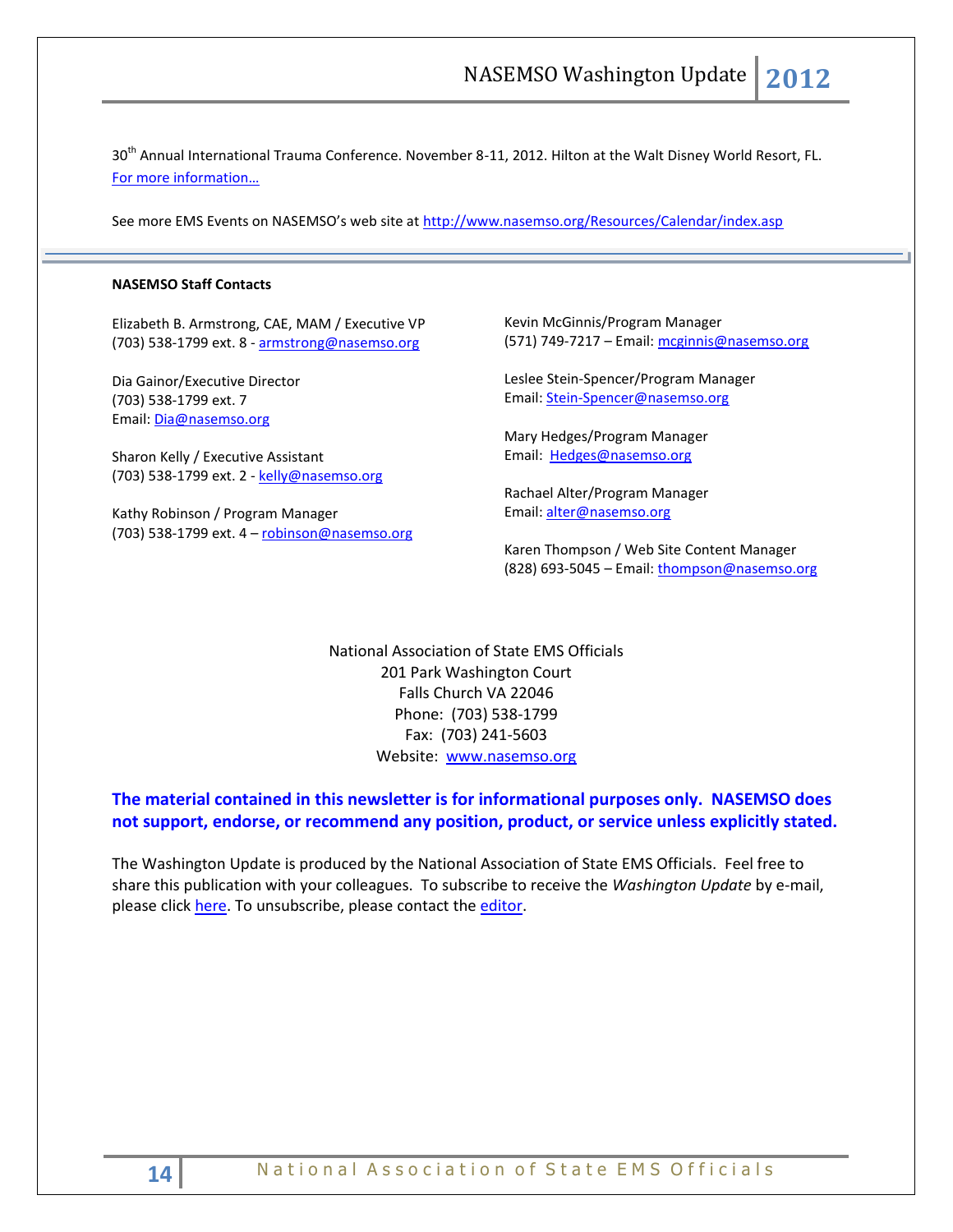30th Annual International Trauma Conference. November 8-11, 2012. Hilton at the Walt Disney World Resort, FL. [For more information…]

See more EMS Events on NASEMSO's web site at http://www.nasemso.org/Resources/Calendar/index.asp

---

**NASEMSO Staff Contacts**

Elizabeth B. Armstrong, CAE, MAM / Executive VP
(703) 538-1799 ext. 8 - armstrong@nasemso.org

Dia Gainor/Executive Director
(703) 538-1799 ext. 7
Email: Dia@nasemso.org

Sharon Kelly / Executive Assistant
(703) 538-1799 ext. 2 - kelly@nasemso.org

Kathy Robinson / Program Manager
(703) 538-1799 ext. 4 – robinson@nasemso.org

Kevin McGinnis/Program Manager
(571) 749-7217 – Email: mcginnis@nasemso.org

Leslee Stein-Spencer/Program Manager
Email: Stein-Spencer@nasemso.org

Mary Hedges/Program Manager
Email: Hedges@nasemso.org

Rachael Alter/Program Manager
Email: alter@nasemso.org

Karen Thompson / Web Site Content Manager
(828) 693-5045 – Email: thompson@nasemso.org

National Association of State EMS Officials
201 Park Washington Court
Falls Church VA 22046
Phone: (703) 538-1799
Fax: (703) 241-5603
Website: www.nasemso.org

**The material contained in this newsletter is for informational purposes only. NASEMSO does not support, endorse, or recommend any position, product, or service unless explicitly stated.**

The Washington Update is produced by the National Association of State EMS Officials. Feel free to share this publication with your colleagues. To subscribe to receive the *Washington Update* by e-mail, please click here. To unsubscribe, please contact the editor.